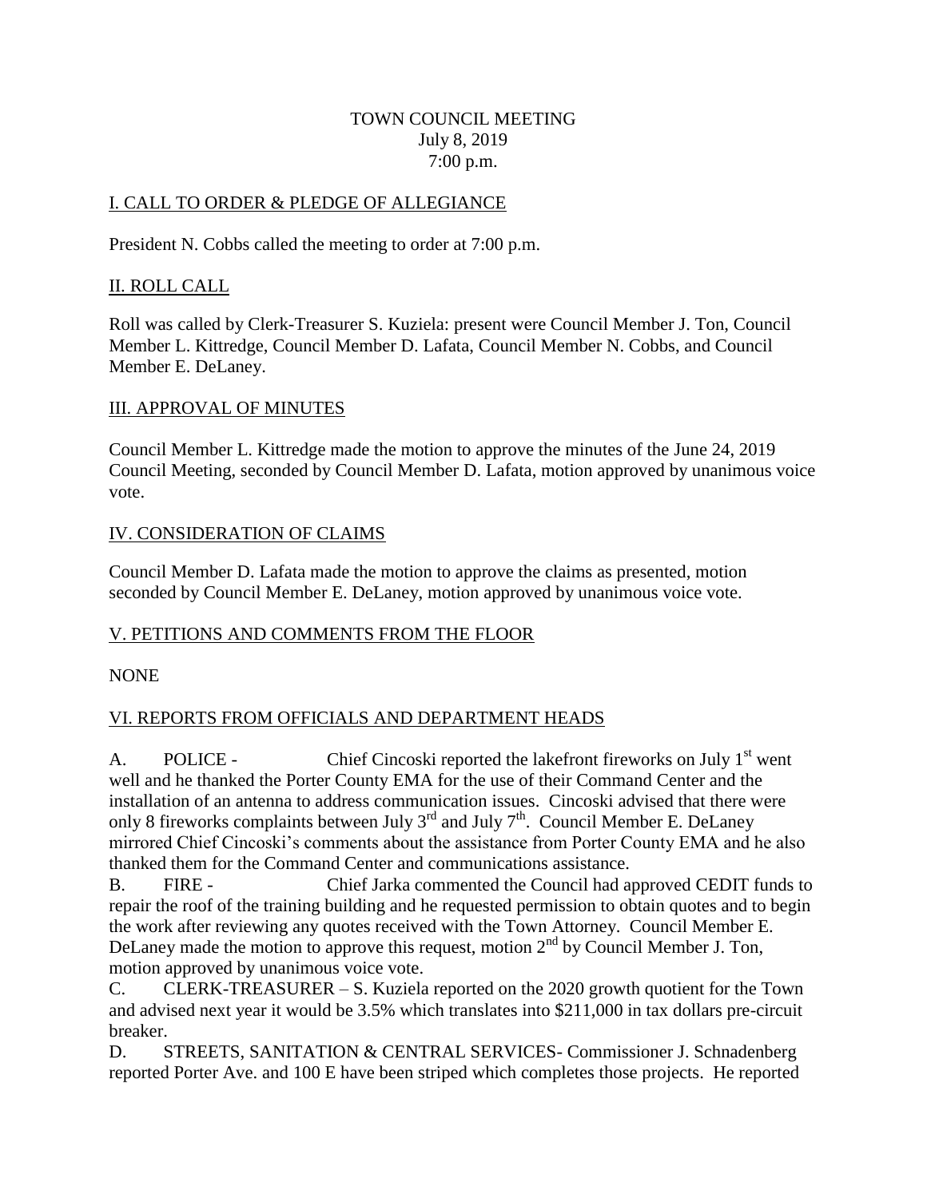# TOWN COUNCIL MEETING
July 8, 2019
7:00 p.m.

## I. CALL TO ORDER & PLEDGE OF ALLEGIANCE

President N. Cobbs called the meeting to order at 7:00 p.m.

## II. ROLL CALL

Roll was called by Clerk-Treasurer S. Kuziela: present were Council Member J. Ton, Council Member L. Kittredge, Council Member D. Lafata, Council Member N. Cobbs, and Council Member E. DeLaney.

## III. APPROVAL OF MINUTES

Council Member L. Kittredge made the motion to approve the minutes of the June 24, 2019 Council Meeting, seconded by Council Member D. Lafata, motion approved by unanimous voice vote.

## IV. CONSIDERATION OF CLAIMS

Council Member D. Lafata made the motion to approve the claims as presented, motion seconded by Council Member E. DeLaney, motion approved by unanimous voice vote.

## V. PETITIONS AND COMMENTS FROM THE FLOOR

NONE

## VI. REPORTS FROM OFFICIALS AND DEPARTMENT HEADS

A. POLICE - Chief Cincoski reported the lakefront fireworks on July 1st went well and he thanked the Porter County EMA for the use of their Command Center and the installation of an antenna to address communication issues. Cincoski advised that there were only 8 fireworks complaints between July 3rd and July 7th. Council Member E. DeLaney mirrored Chief Cincoski's comments about the assistance from Porter County EMA and he also thanked them for the Command Center and communications assistance.

B. FIRE - Chief Jarka commented the Council had approved CEDIT funds to repair the roof of the training building and he requested permission to obtain quotes and to begin the work after reviewing any quotes received with the Town Attorney. Council Member E. DeLaney made the motion to approve this request, motion 2nd by Council Member J. Ton, motion approved by unanimous voice vote.

C. CLERK-TREASURER – S. Kuziela reported on the 2020 growth quotient for the Town and advised next year it would be 3.5% which translates into $211,000 in tax dollars pre-circuit breaker.

D. STREETS, SANITATION & CENTRAL SERVICES- Commissioner J. Schnadenberg reported Porter Ave. and 100 E have been striped which completes those projects. He reported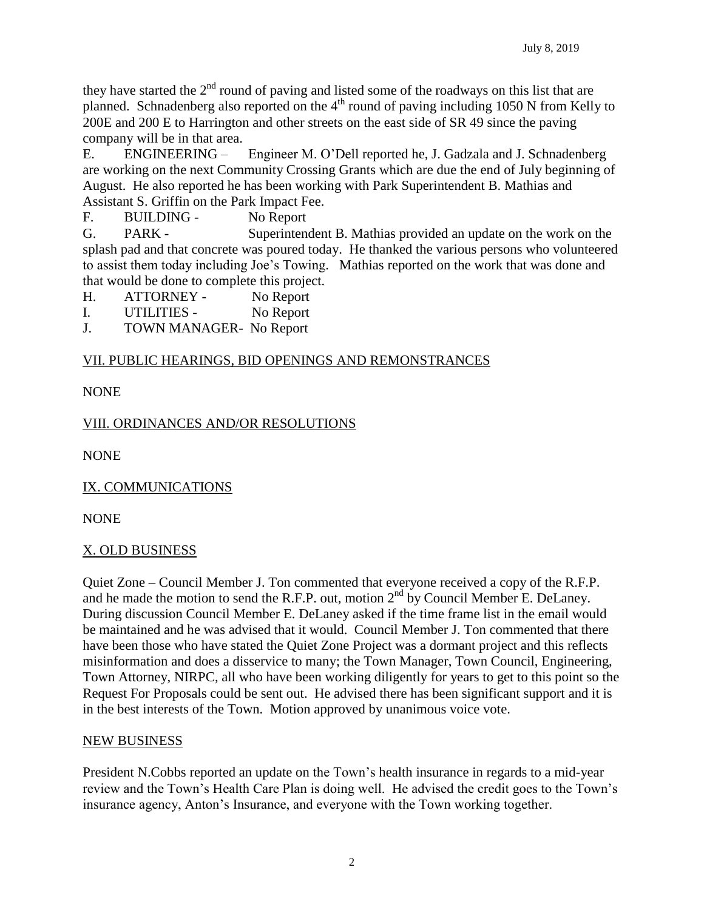they have started the 2nd round of paving and listed some of the roadways on this list that are planned. Schnadenberg also reported on the 4th round of paving including 1050 N from Kelly to 200E and 200 E to Harrington and other streets on the east side of SR 49 since the paving company will be in that area.

E. ENGINEERING – Engineer M. O'Dell reported he, J. Gadzala and J. Schnadenberg are working on the next Community Crossing Grants which are due the end of July beginning of August. He also reported he has been working with Park Superintendent B. Mathias and Assistant S. Griffin on the Park Impact Fee.

F. BUILDING - No Report

G. PARK - Superintendent B. Mathias provided an update on the work on the splash pad and that concrete was poured today. He thanked the various persons who volunteered to assist them today including Joe's Towing. Mathias reported on the work that was done and that would be done to complete this project.

H. ATTORNEY - No Report

I. UTILITIES - No Report

J. TOWN MANAGER- No Report

## VII. PUBLIC HEARINGS, BID OPENINGS AND REMONSTRANCES

NONE

## VIII. ORDINANCES AND/OR RESOLUTIONS

NONE

## IX. COMMUNICATIONS

NONE

## X. OLD BUSINESS

Quiet Zone – Council Member J. Ton commented that everyone received a copy of the R.F.P. and he made the motion to send the R.F.P. out, motion 2nd by Council Member E. DeLaney. During discussion Council Member E. DeLaney asked if the time frame list in the email would be maintained and he was advised that it would. Council Member J. Ton commented that there have been those who have stated the Quiet Zone Project was a dormant project and this reflects misinformation and does a disservice to many; the Town Manager, Town Council, Engineering, Town Attorney, NIRPC, all who have been working diligently for years to get to this point so the Request For Proposals could be sent out. He advised there has been significant support and it is in the best interests of the Town. Motion approved by unanimous voice vote.

## NEW BUSINESS

President N.Cobbs reported an update on the Town's health insurance in regards to a mid-year review and the Town's Health Care Plan is doing well. He advised the credit goes to the Town's insurance agency, Anton's Insurance, and everyone with the Town working together.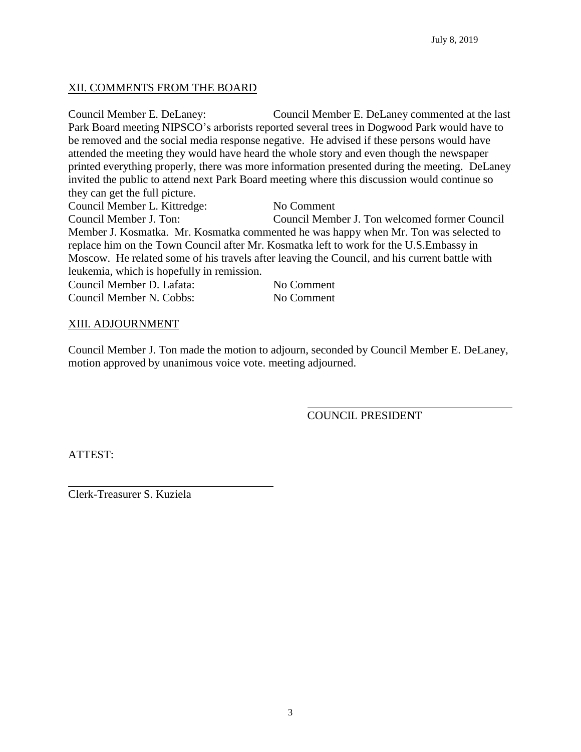## XII. COMMENTS FROM THE BOARD

Council Member E. DeLaney: Council Member E. DeLaney commented at the last Park Board meeting NIPSCO's arborists reported several trees in Dogwood Park would have to be removed and the social media response negative. He advised if these persons would have attended the meeting they would have heard the whole story and even though the newspaper printed everything properly, there was more information presented during the meeting. DeLaney invited the public to attend next Park Board meeting where this discussion would continue so they can get the full picture.

Council Member L. Kittredge: No Comment

Council Member J. Ton: Council Member J. Ton welcomed former Council Member J. Kosmatka. Mr. Kosmatka commented he was happy when Mr. Ton was selected to replace him on the Town Council after Mr. Kosmatka left to work for the U.S.Embassy in Moscow. He related some of his travels after leaving the Council, and his current battle with leukemia, which is hopefully in remission.

Council Member D. Lafata: No Comment

Council Member N. Cobbs: No Comment

## XIII. ADJOURNMENT

Council Member J. Ton made the motion to adjourn, seconded by Council Member E. DeLaney, motion approved by unanimous voice vote. meeting adjourned.

COUNCIL PRESIDENT

ATTEST:

Clerk-Treasurer S. Kuziela